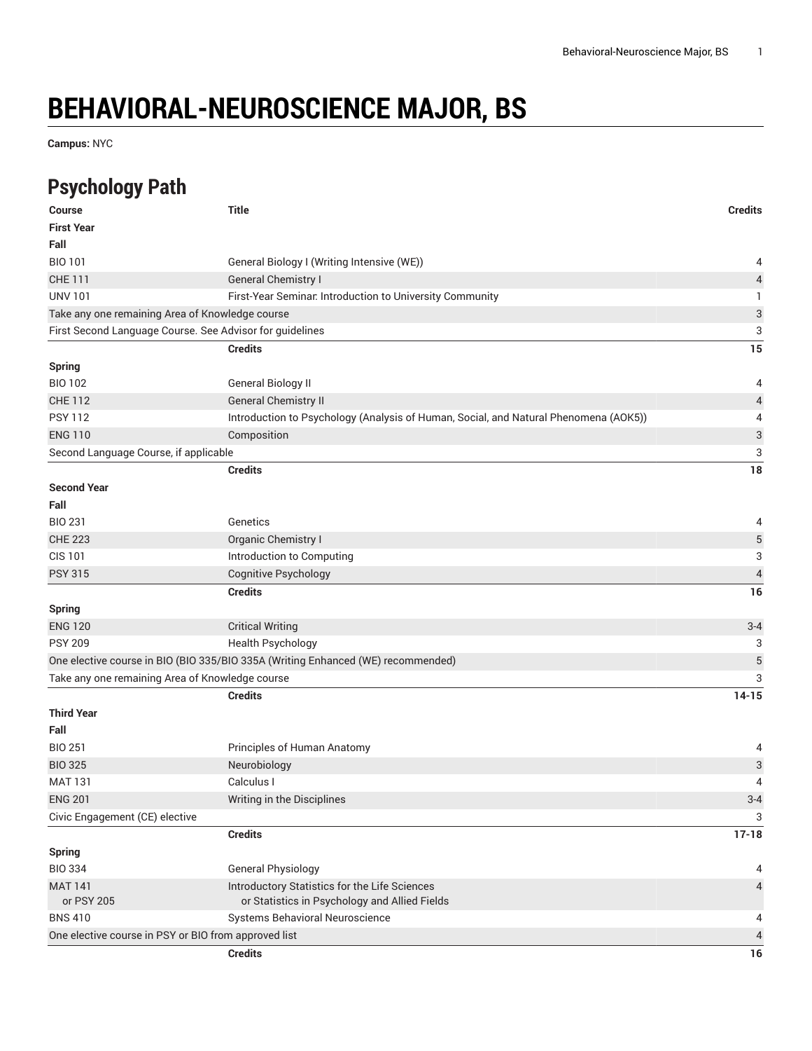# BEHAVIORAL-NEUROSCIENCE MAJOR, BS

**Campus:** NYC

## Psychology Path

| Course | Title | Credits |
|---|---|---|
| **First Year** | | |
| **Fall** | | |
| BIO 101 | General Biology I (Writing Intensive (WE)) | 4 |
| CHE 111 | General Chemistry I | 4 |
| UNV 101 | First-Year Seminar: Introduction to University Community | 1 |
| Take any one remaining Area of Knowledge course | | 3 |
| First Second Language Course. See Advisor for guidelines | | 3 |
| | **Credits** | **15** |
| **Spring** | | |
| BIO 102 | General Biology II | 4 |
| CHE 112 | General Chemistry II | 4 |
| PSY 112 | Introduction to Psychology (Analysis of Human, Social, and Natural Phenomena (AOK5)) | 4 |
| ENG 110 | Composition | 3 |
| Second Language Course, if applicable | | 3 |
| | **Credits** | **18** |
| **Second Year** | | |
| **Fall** | | |
| BIO 231 | Genetics | 4 |
| CHE 223 | Organic Chemistry I | 5 |
| CIS 101 | Introduction to Computing | 3 |
| PSY 315 | Cognitive Psychology | 4 |
| | **Credits** | **16** |
| **Spring** | | |
| ENG 120 | Critical Writing | 3-4 |
| PSY 209 | Health Psychology | 3 |
| One elective course in BIO (BIO 335/BIO 335A (Writing Enhanced (WE) recommended) | | 5 |
| Take any one remaining Area of Knowledge course | | 3 |
| | **Credits** | **14-15** |
| **Third Year** | | |
| **Fall** | | |
| BIO 251 | Principles of Human Anatomy | 4 |
| BIO 325 | Neurobiology | 3 |
| MAT 131 | Calculus I | 4 |
| ENG 201 | Writing in the Disciplines | 3-4 |
| Civic Engagement (CE) elective | | 3 |
| | **Credits** | **17-18** |
| **Spring** | | |
| BIO 334 | General Physiology | 4 |
| MAT 141 or PSY 205 | Introductory Statistics for the Life Sciences or Statistics in Psychology and Allied Fields | 4 |
| BNS 410 | Systems Behavioral Neuroscience | 4 |
| One elective course in PSY or BIO from approved list | | 4 |
| | **Credits** | **16** |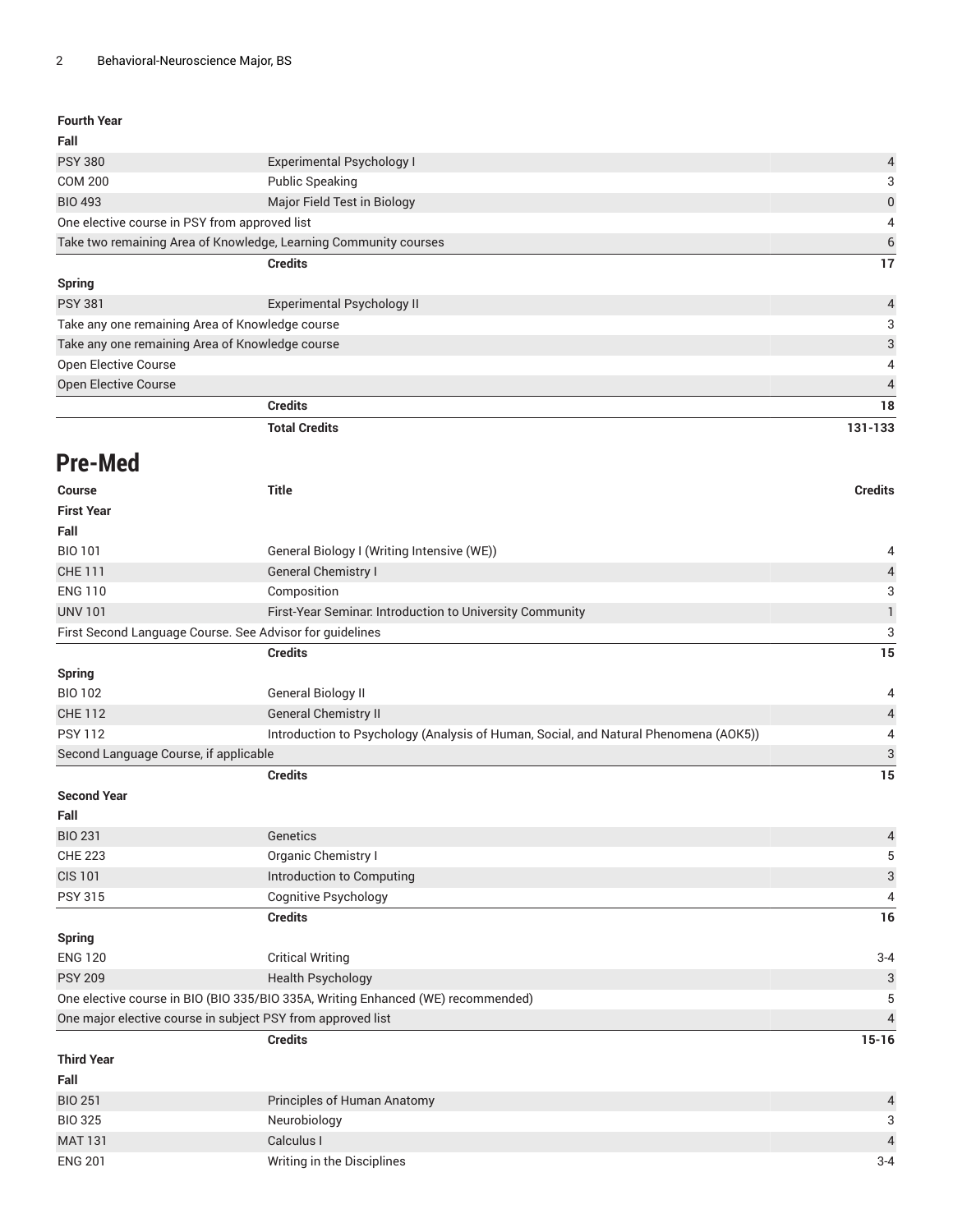| | | |
|---|---|---|
| **Fourth Year** | | |
| **Fall** | | |
| PSY 380 | Experimental Psychology I | 4 |
| COM 200 | Public Speaking | 3 |
| BIO 493 | Major Field Test in Biology | 0 |
| One elective course in PSY from approved list | | 4 |
| Take two remaining Area of Knowledge, Learning Community courses | | 6 |
| | **Credits** | **17** |
| **Spring** | | |
| PSY 381 | Experimental Psychology II | 4 |
| Take any one remaining Area of Knowledge course | | 3 |
| Take any one remaining Area of Knowledge course | | 3 |
| Open Elective Course | | 4 |
| Open Elective Course | | 4 |
| | **Credits** | **18** |
| | **Total Credits** | **131-133** |

# Pre-Med

| Course | Title | Credits |
|---|---|---|
| **First Year** | | |
| **Fall** | | |
| BIO 101 | General Biology I (Writing Intensive (WE)) | 4 |
| CHE 111 | General Chemistry I | 4 |
| ENG 110 | Composition | 3 |
| UNV 101 | First-Year Seminar: Introduction to University Community | 1 |
| First Second Language Course. See Advisor for guidelines | | 3 |
| | **Credits** | **15** |
| **Spring** | | |
| BIO 102 | General Biology II | 4 |
| CHE 112 | General Chemistry II | 4 |
| PSY 112 | Introduction to Psychology (Analysis of Human, Social, and Natural Phenomena (AOK5)) | 4 |
| Second Language Course, if applicable | | 3 |
| | **Credits** | **15** |
| **Second Year** | | |
| **Fall** | | |
| BIO 231 | Genetics | 4 |
| CHE 223 | Organic Chemistry I | 5 |
| CIS 101 | Introduction to Computing | 3 |
| PSY 315 | Cognitive Psychology | 4 |
| | **Credits** | **16** |
| **Spring** | | |
| ENG 120 | Critical Writing | 3-4 |
| PSY 209 | Health Psychology | 3 |
| One elective course in BIO (BIO 335/BIO 335A, Writing Enhanced (WE) recommended) | | 5 |
| One major elective course in subject PSY from approved list | | 4 |
| | **Credits** | **15-16** |
| **Third Year** | | |
| **Fall** | | |
| BIO 251 | Principles of Human Anatomy | 4 |
| BIO 325 | Neurobiology | 3 |
| MAT 131 | Calculus I | 4 |
| ENG 201 | Writing in the Disciplines | 3-4 |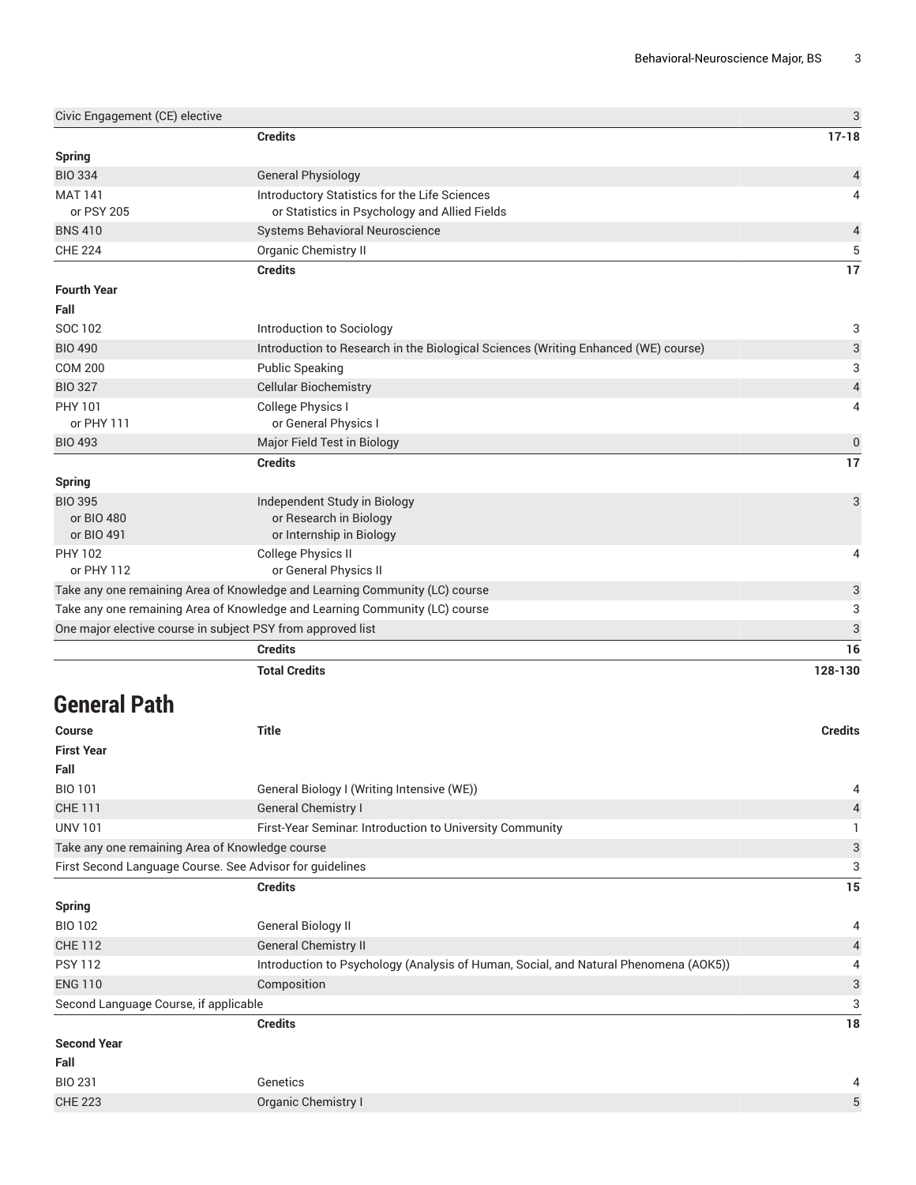| Course | Title | Credits |
| --- | --- | --- |
| Civic Engagement (CE) elective | | 3 |
| | **Credits** | **17-18** |
| **Spring** | | |
| BIO 334 | General Physiology | 4 |
| MAT 141<br>or PSY 205 | Introductory Statistics for the Life Sciences<br>or Statistics in Psychology and Allied Fields | 4 |
| BNS 410 | Systems Behavioral Neuroscience | 4 |
| CHE 224 | Organic Chemistry II | 5 |
| | **Credits** | **17** |
| **Fourth Year** | | |
| **Fall** | | |
| SOC 102 | Introduction to Sociology | 3 |
| BIO 490 | Introduction to Research in the Biological Sciences (Writing Enhanced (WE) course) | 3 |
| COM 200 | Public Speaking | 3 |
| BIO 327 | Cellular Biochemistry | 4 |
| PHY 101<br>or PHY 111 | College Physics I<br>or General Physics I | 4 |
| BIO 493 | Major Field Test in Biology | 0 |
| | **Credits** | **17** |
| **Spring** | | |
| BIO 395<br>or BIO 480<br>or BIO 491 | Independent Study in Biology<br>or Research in Biology<br>or Internship in Biology | 3 |
| PHY 102<br>or PHY 112 | College Physics II<br>or General Physics II | 4 |
| Take any one remaining Area of Knowledge and Learning Community (LC) course | | 3 |
| Take any one remaining Area of Knowledge and Learning Community (LC) course | | 3 |
| One major elective course in subject PSY from approved list | | 3 |
| | **Credits** | **16** |
| | **Total Credits** | **128-130** |

## General Path

| Course | Title | Credits |
| --- | --- | --- |
| **First Year** | | |
| **Fall** | | |
| BIO 101 | General Biology I (Writing Intensive (WE)) | 4 |
| CHE 111 | General Chemistry I | 4 |
| UNV 101 | First-Year Seminar: Introduction to University Community | 1 |
| Take any one remaining Area of Knowledge course | | 3 |
| First Second Language Course. See Advisor for guidelines | | 3 |
| | **Credits** | **15** |
| **Spring** | | |
| BIO 102 | General Biology II | 4 |
| CHE 112 | General Chemistry II | 4 |
| PSY 112 | Introduction to Psychology (Analysis of Human, Social, and Natural Phenomena (AOK5)) | 4 |
| ENG 110 | Composition | 3 |
| Second Language Course, if applicable | | 3 |
| | **Credits** | **18** |
| **Second Year** | | |
| **Fall** | | |
| BIO 231 | Genetics | 4 |
| CHE 223 | Organic Chemistry I | 5 |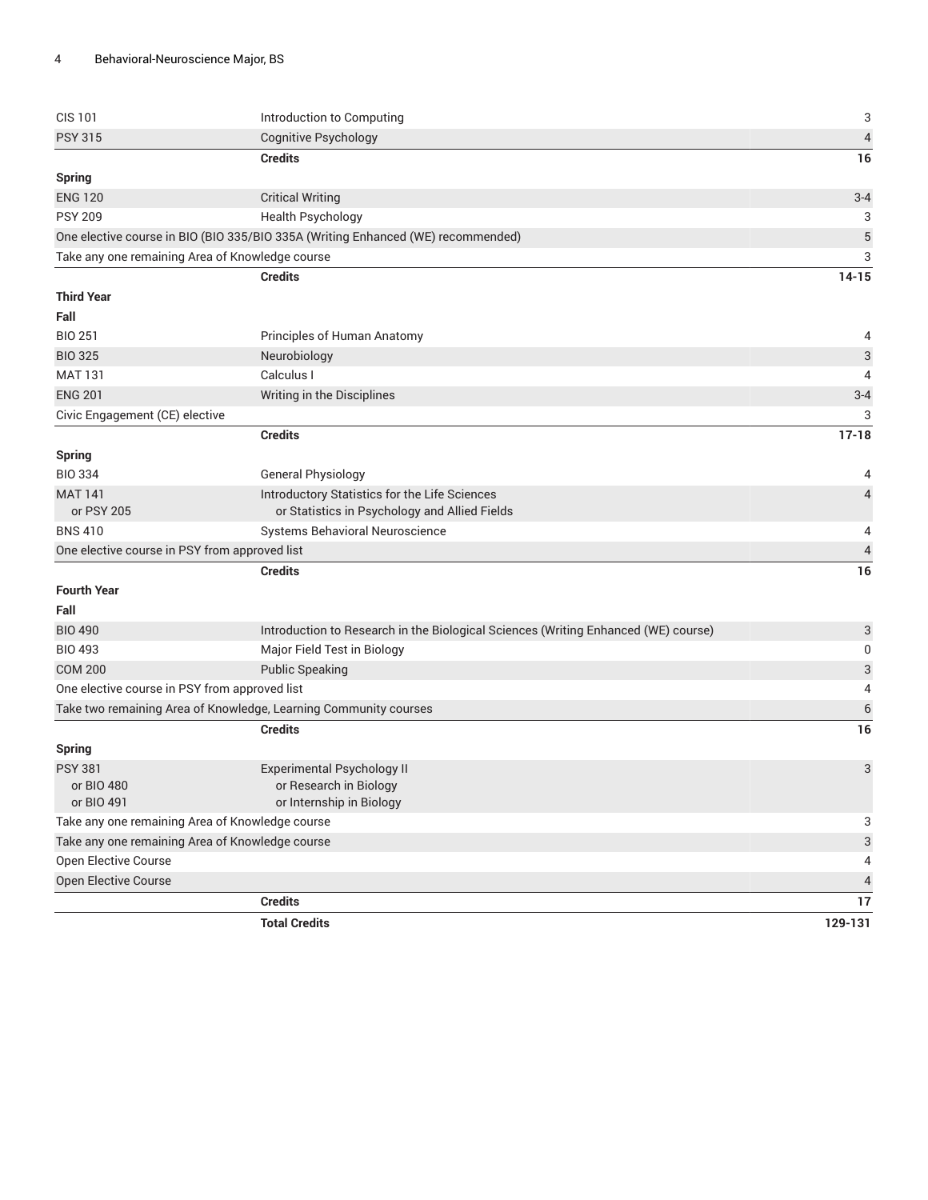| | | |
|---|---|---|
| CIS 101 | Introduction to Computing | 3 |
| PSY 315 | Cognitive Psychology | 4 |
| | **Credits** | **16** |
| **Spring** | | |
| ENG 120 | Critical Writing | 3-4 |
| PSY 209 | Health Psychology | 3 |
| One elective course in BIO (BIO 335/BIO 335A (Writing Enhanced (WE) recommended) | | 5 |
| Take any one remaining Area of Knowledge course | | 3 |
| | **Credits** | **14-15** |
| **Third Year** | | |
| **Fall** | | |
| BIO 251 | Principles of Human Anatomy | 4 |
| BIO 325 | Neurobiology | 3 |
| MAT 131 | Calculus I | 4 |
| ENG 201 | Writing in the Disciplines | 3-4 |
| Civic Engagement (CE) elective | | 3 |
| | **Credits** | **17-18** |
| **Spring** | | |
| BIO 334 | General Physiology | 4 |
| MAT 141<br>or PSY 205 | Introductory Statistics for the Life Sciences<br>or Statistics in Psychology and Allied Fields | 4 |
| BNS 410 | Systems Behavioral Neuroscience | 4 |
| One elective course in PSY from approved list | | 4 |
| | **Credits** | **16** |
| **Fourth Year** | | |
| **Fall** | | |
| BIO 490 | Introduction to Research in the Biological Sciences (Writing Enhanced (WE) course) | 3 |
| BIO 493 | Major Field Test in Biology | 0 |
| COM 200 | Public Speaking | 3 |
| One elective course in PSY from approved list | | 4 |
| Take two remaining Area of Knowledge, Learning Community courses | | 6 |
| | **Credits** | **16** |
| **Spring** | | |
| PSY 381<br>or BIO 480<br>or BIO 491 | Experimental Psychology II<br>or Research in Biology<br>or Internship in Biology | 3 |
| Take any one remaining Area of Knowledge course | | 3 |
| Take any one remaining Area of Knowledge course | | 3 |
| Open Elective Course | | 4 |
| Open Elective Course | | 4 |
| | **Credits** | **17** |
| | **Total Credits** | **129-131** |